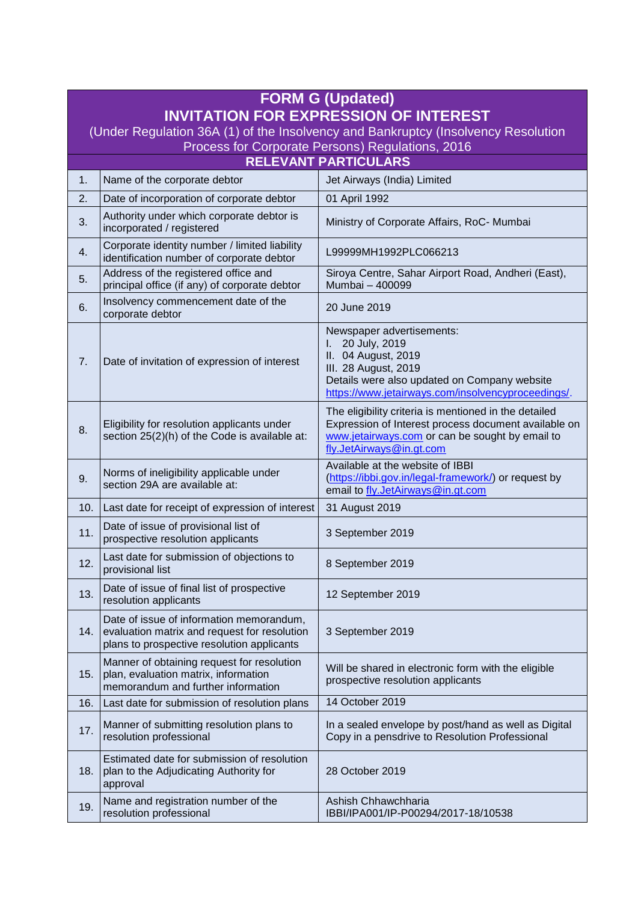# FORM G (Updated)

## INVITATION FOR EXPRESSION OF INTEREST

(Under Regulation 36A (1) of the Insolvency and Bankruptcy (Insolvency Resolution Process for Corporate Persons) Regulations, 2016

### RELEVANT PARTICULARS

| | | |
|---|---|---|
| 1. | Name of the corporate debtor | Jet Airways (India) Limited |
| 2. | Date of incorporation of corporate debtor | 01 April 1992 |
| 3. | Authority under which corporate debtor is incorporated / registered | Ministry of Corporate Affairs, RoC- Mumbai |
| 4. | Corporate identity number / limited liability identification number of corporate debtor | L99999MH1992PLC066213 |
| 5. | Address of the registered office and principal office (if any) of corporate debtor | Siroya Centre, Sahar Airport Road, Andheri (East), Mumbai – 400099 |
| 6. | Insolvency commencement date of the corporate debtor | 20 June 2019 |
| 7. | Date of invitation of expression of interest | Newspaper advertisements:<br>I. 20 July, 2019<br>II. 04 August, 2019<br>III. 28 August, 2019<br>Details were also updated on Company website https://www.jetairways.com/insolvencyproceedings/. |
| 8. | Eligibility for resolution applicants under section 25(2)(h) of the Code is available at: | The eligibility criteria is mentioned in the detailed Expression of Interest process document available on www.jetairways.com or can be sought by email to fly.JetAirways@in.gt.com |
| 9. | Norms of ineligibility applicable under section 29A are available at: | Available at the website of IBBI (https://ibbi.gov.in/legal-framework/) or request by email to fly.JetAirways@in.gt.com |
| 10. | Last date for receipt of expression of interest | 31 August 2019 |
| 11. | Date of issue of provisional list of prospective resolution applicants | 3 September 2019 |
| 12. | Last date for submission of objections to provisional list | 8 September 2019 |
| 13. | Date of issue of final list of prospective resolution applicants | 12 September 2019 |
| 14. | Date of issue of information memorandum, evaluation matrix and request for resolution plans to prospective resolution applicants | 3 September 2019 |
| 15. | Manner of obtaining request for resolution plan, evaluation matrix, information memorandum and further information | Will be shared in electronic form with the eligible prospective resolution applicants |
| 16. | Last date for submission of resolution plans | 14 October 2019 |
| 17. | Manner of submitting resolution plans to resolution professional | In a sealed envelope by post/hand as well as Digital Copy in a pensdrive to Resolution Professional |
| 18. | Estimated date for submission of resolution plan to the Adjudicating Authority for approval | 28 October 2019 |
| 19. | Name and registration number of the resolution professional | Ashish Chhawchharia<br>IBBI/IPA001/IP-P00294/2017-18/10538 |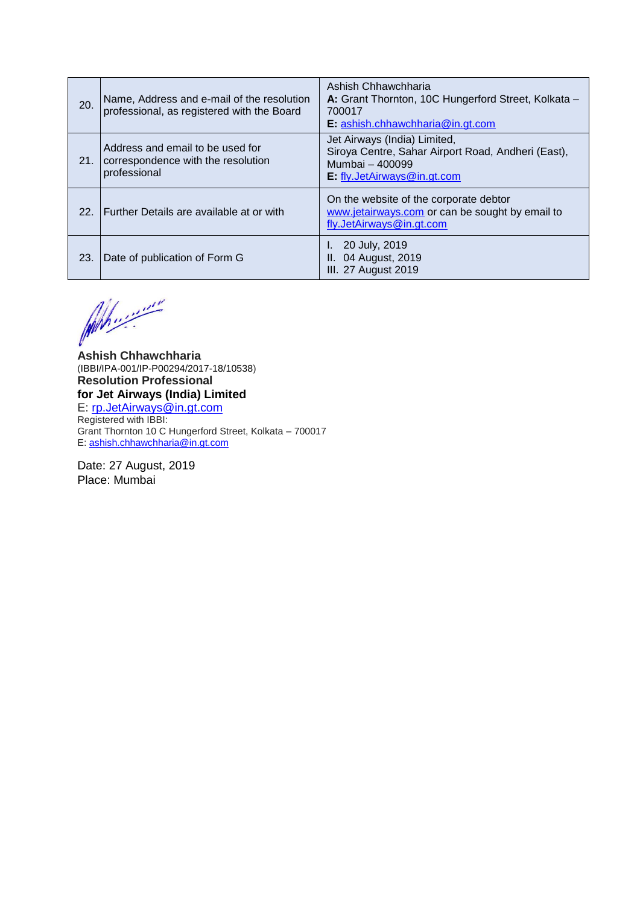| | | |
|---|---|---|
| 20. | Name, Address and e-mail of the resolution professional, as registered with the Board | Ashish Chhawchharia<br>**A:** Grant Thornton, 10C Hungerford Street, Kolkata – 700017<br>**E:** ashish.chhawchharia@in.gt.com |
| 21. | Address and email to be used for correspondence with the resolution professional | Jet Airways (India) Limited,<br>Siroya Centre, Sahar Airport Road, Andheri (East), Mumbai – 400099<br>**E:** fly.JetAirways@in.gt.com |
| 22. | Further Details are available at or with | On the website of the corporate debtor www.jetairways.com or can be sought by email to fly.JetAirways@in.gt.com |
| 23. | Date of publication of Form G | I. 20 July, 2019<br>II. 04 August, 2019<br>III. 27 August 2019 |

**Ashish Chhawchharia**
(IBBI/IPA-001/IP-P00294/2017-18/10538)
**Resolution Professional**
**for Jet Airways (India) Limited**
E: rp.JetAirways@in.gt.com
Registered with IBBI:
Grant Thornton 10 C Hungerford Street, Kolkata – 700017
E: ashish.chhawchharia@in.gt.com

Date: 27 August, 2019
Place: Mumbai